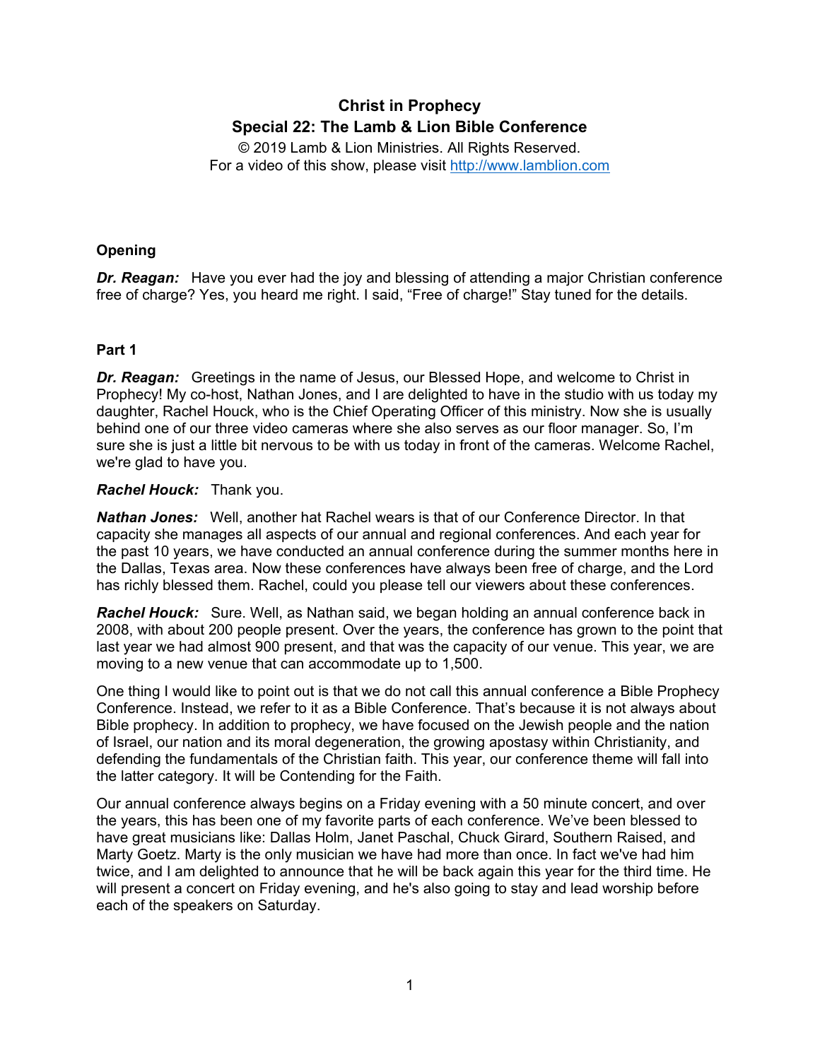**Christ in Prophecy**
**Special 22: The Lamb & Lion Bible Conference**

© 2019 Lamb & Lion Ministries. All Rights Reserved.
For a video of this show, please visit http://www.lamblion.com

### Opening

***Dr. Reagan:*** Have you ever had the joy and blessing of attending a major Christian conference free of charge? Yes, you heard me right. I said, "Free of charge!" Stay tuned for the details.

### Part 1

***Dr. Reagan:*** Greetings in the name of Jesus, our Blessed Hope, and welcome to Christ in Prophecy! My co-host, Nathan Jones, and I are delighted to have in the studio with us today my daughter, Rachel Houck, who is the Chief Operating Officer of this ministry. Now she is usually behind one of our three video cameras where she also serves as our floor manager. So, I'm sure she is just a little bit nervous to be with us today in front of the cameras. Welcome Rachel, we're glad to have you.

***Rachel Houck:*** Thank you.

***Nathan Jones:*** Well, another hat Rachel wears is that of our Conference Director. In that capacity she manages all aspects of our annual and regional conferences. And each year for the past 10 years, we have conducted an annual conference during the summer months here in the Dallas, Texas area. Now these conferences have always been free of charge, and the Lord has richly blessed them. Rachel, could you please tell our viewers about these conferences.

***Rachel Houck:*** Sure. Well, as Nathan said, we began holding an annual conference back in 2008, with about 200 people present. Over the years, the conference has grown to the point that last year we had almost 900 present, and that was the capacity of our venue. This year, we are moving to a new venue that can accommodate up to 1,500.

One thing I would like to point out is that we do not call this annual conference a Bible Prophecy Conference. Instead, we refer to it as a Bible Conference. That's because it is not always about Bible prophecy. In addition to prophecy, we have focused on the Jewish people and the nation of Israel, our nation and its moral degeneration, the growing apostasy within Christianity, and defending the fundamentals of the Christian faith. This year, our conference theme will fall into the latter category. It will be Contending for the Faith.

Our annual conference always begins on a Friday evening with a 50 minute concert, and over the years, this has been one of my favorite parts of each conference. We've been blessed to have great musicians like: Dallas Holm, Janet Paschal, Chuck Girard, Southern Raised, and Marty Goetz. Marty is the only musician we have had more than once. In fact we've had him twice, and I am delighted to announce that he will be back again this year for the third time. He will present a concert on Friday evening, and he's also going to stay and lead worship before each of the speakers on Saturday.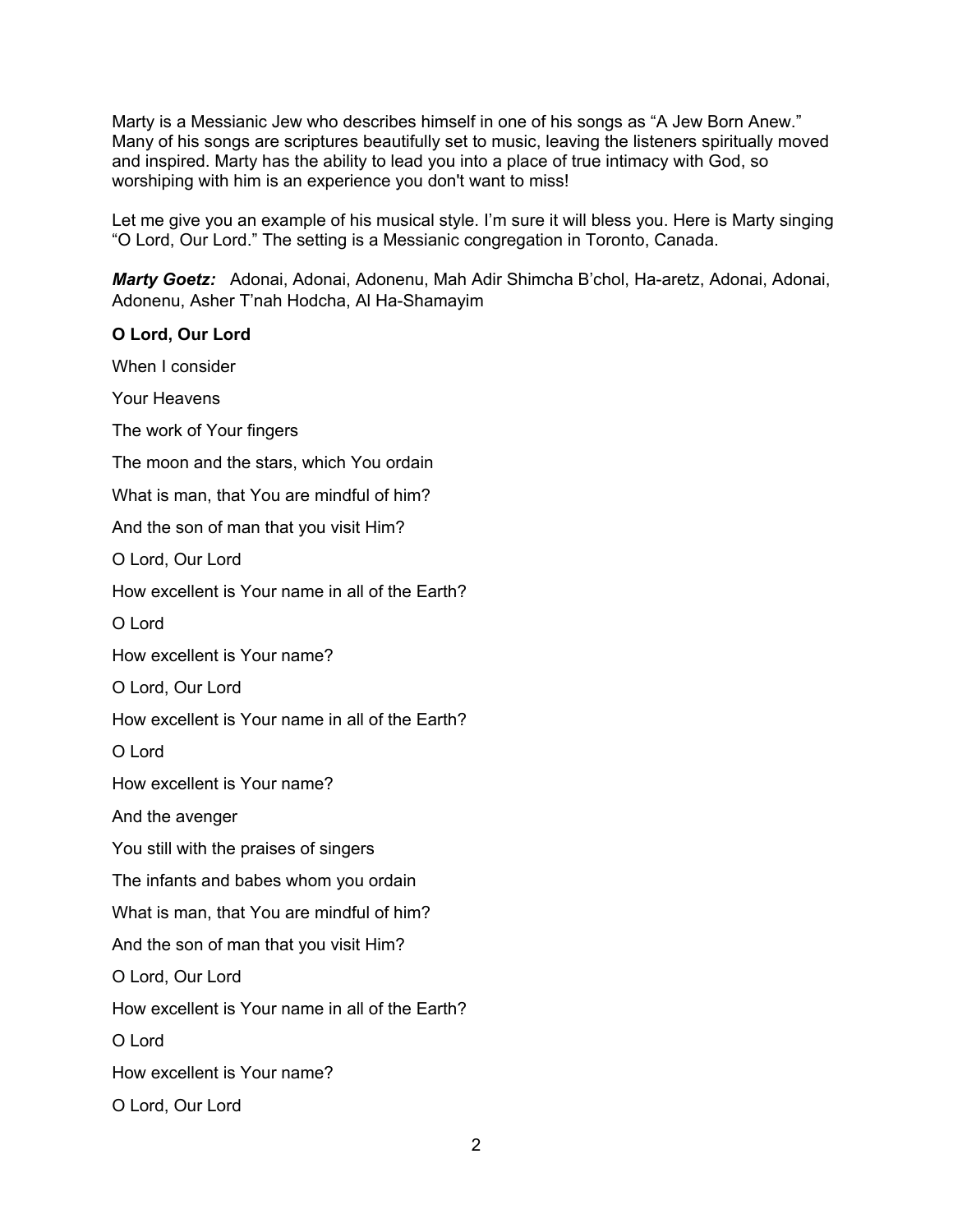Marty is a Messianic Jew who describes himself in one of his songs as "A Jew Born Anew." Many of his songs are scriptures beautifully set to music, leaving the listeners spiritually moved and inspired. Marty has the ability to lead you into a place of true intimacy with God, so worshiping with him is an experience you don't want to miss!

Let me give you an example of his musical style. I'm sure it will bless you. Here is Marty singing "O Lord, Our Lord." The setting is a Messianic congregation in Toronto, Canada.

***Marty Goetz:*** Adonai, Adonai, Adonenu, Mah Adir Shimcha B'chol, Ha-aretz, Adonai, Adonai, Adonenu, Asher T'nah Hodcha, Al Ha-Shamayim

**O Lord, Our Lord**

When I consider

Your Heavens

The work of Your fingers

The moon and the stars, which You ordain

What is man, that You are mindful of him?

And the son of man that you visit Him?

O Lord, Our Lord

How excellent is Your name in all of the Earth?

O Lord

How excellent is Your name?

O Lord, Our Lord

How excellent is Your name in all of the Earth?

O Lord

How excellent is Your name?

And the avenger

You still with the praises of singers

The infants and babes whom you ordain

What is man, that You are mindful of him?

And the son of man that you visit Him?

O Lord, Our Lord

How excellent is Your name in all of the Earth?

O Lord

How excellent is Your name?

O Lord, Our Lord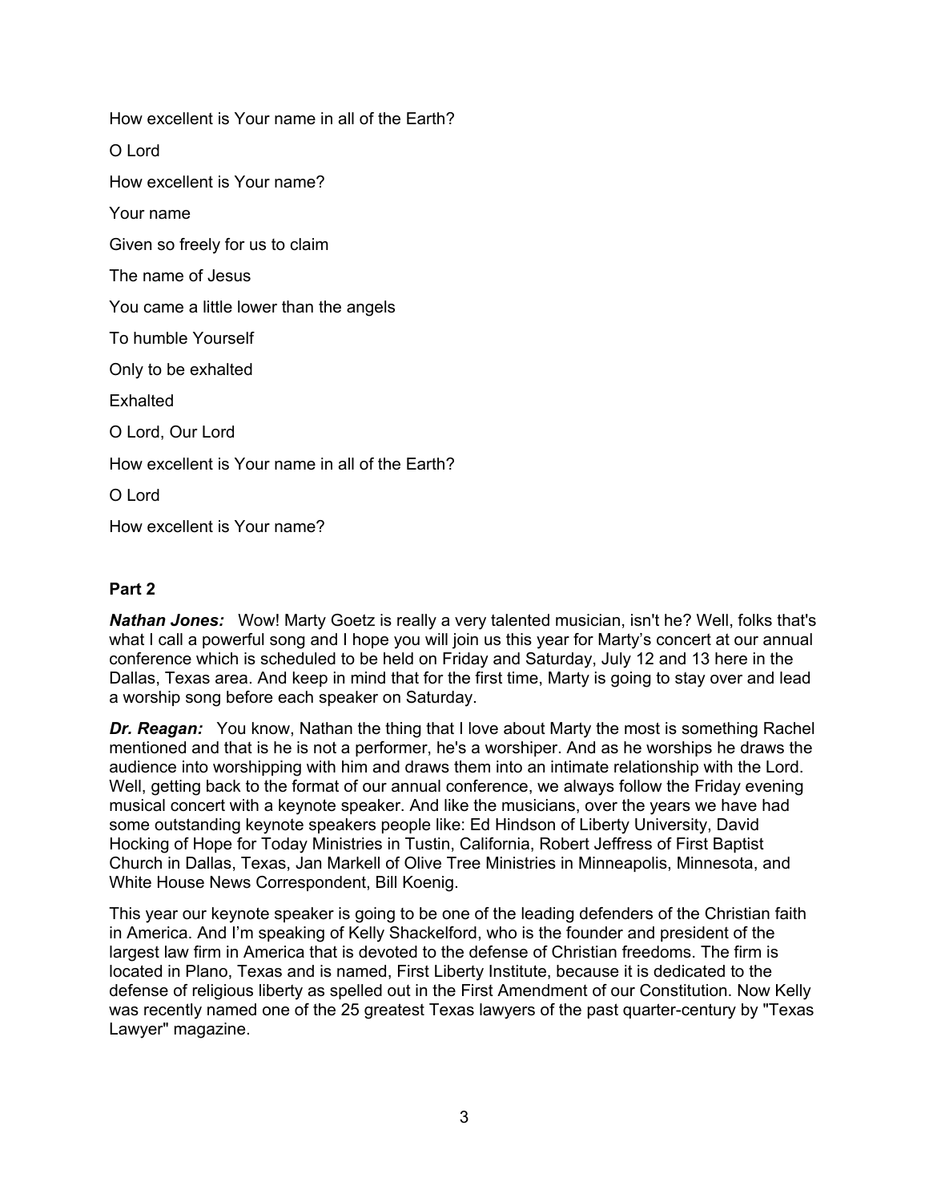How excellent is Your name in all of the Earth?

O Lord

How excellent is Your name?

Your name

Given so freely for us to claim

The name of Jesus

You came a little lower than the angels

To humble Yourself

Only to be exhalted

Exhalted

O Lord, Our Lord

How excellent is Your name in all of the Earth?

O Lord

How excellent is Your name?

**Part 2**

***Nathan Jones:*** Wow! Marty Goetz is really a very talented musician, isn't he? Well, folks that's what I call a powerful song and I hope you will join us this year for Marty's concert at our annual conference which is scheduled to be held on Friday and Saturday, July 12 and 13 here in the Dallas, Texas area. And keep in mind that for the first time, Marty is going to stay over and lead a worship song before each speaker on Saturday.

***Dr. Reagan:*** You know, Nathan the thing that I love about Marty the most is something Rachel mentioned and that is he is not a performer, he's a worshiper. And as he worships he draws the audience into worshipping with him and draws them into an intimate relationship with the Lord. Well, getting back to the format of our annual conference, we always follow the Friday evening musical concert with a keynote speaker. And like the musicians, over the years we have had some outstanding keynote speakers people like: Ed Hindson of Liberty University, David Hocking of Hope for Today Ministries in Tustin, California, Robert Jeffress of First Baptist Church in Dallas, Texas, Jan Markell of Olive Tree Ministries in Minneapolis, Minnesota, and White House News Correspondent, Bill Koenig.

This year our keynote speaker is going to be one of the leading defenders of the Christian faith in America. And I'm speaking of Kelly Shackelford, who is the founder and president of the largest law firm in America that is devoted to the defense of Christian freedoms. The firm is located in Plano, Texas and is named, First Liberty Institute, because it is dedicated to the defense of religious liberty as spelled out in the First Amendment of our Constitution. Now Kelly was recently named one of the 25 greatest Texas lawyers of the past quarter-century by "Texas Lawyer" magazine.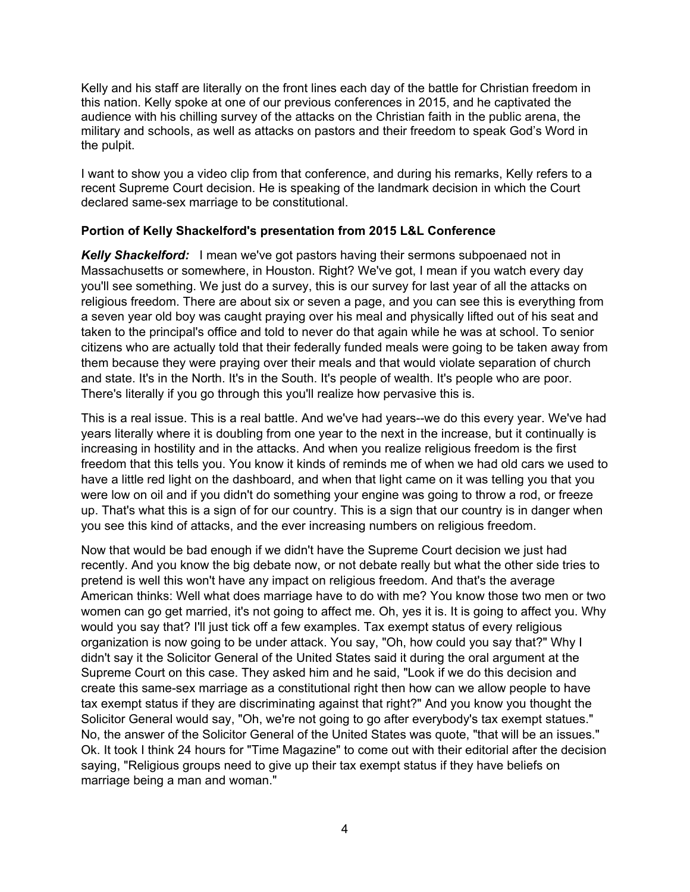Kelly and his staff are literally on the front lines each day of the battle for Christian freedom in this nation. Kelly spoke at one of our previous conferences in 2015, and he captivated the audience with his chilling survey of the attacks on the Christian faith in the public arena, the military and schools, as well as attacks on pastors and their freedom to speak God's Word in the pulpit.

I want to show you a video clip from that conference, and during his remarks, Kelly refers to a recent Supreme Court decision. He is speaking of the landmark decision in which the Court declared same-sex marriage to be constitutional.

**Portion of Kelly Shackelford's presentation from 2015 L&L Conference**

***Kelly Shackelford:*** I mean we've got pastors having their sermons subpoenaed not in Massachusetts or somewhere, in Houston. Right? We've got, I mean if you watch every day you'll see something. We just do a survey, this is our survey for last year of all the attacks on religious freedom. There are about six or seven a page, and you can see this is everything from a seven year old boy was caught praying over his meal and physically lifted out of his seat and taken to the principal's office and told to never do that again while he was at school. To senior citizens who are actually told that their federally funded meals were going to be taken away from them because they were praying over their meals and that would violate separation of church and state. It's in the North. It's in the South. It's people of wealth. It's people who are poor. There's literally if you go through this you'll realize how pervasive this is.

This is a real issue. This is a real battle. And we've had years--we do this every year. We've had years literally where it is doubling from one year to the next in the increase, but it continually is increasing in hostility and in the attacks. And when you realize religious freedom is the first freedom that this tells you. You know it kinds of reminds me of when we had old cars we used to have a little red light on the dashboard, and when that light came on it was telling you that you were low on oil and if you didn't do something your engine was going to throw a rod, or freeze up. That's what this is a sign of for our country. This is a sign that our country is in danger when you see this kind of attacks, and the ever increasing numbers on religious freedom.

Now that would be bad enough if we didn't have the Supreme Court decision we just had recently. And you know the big debate now, or not debate really but what the other side tries to pretend is well this won't have any impact on religious freedom. And that's the average American thinks: Well what does marriage have to do with me? You know those two men or two women can go get married, it's not going to affect me. Oh, yes it is. It is going to affect you. Why would you say that? I'll just tick off a few examples. Tax exempt status of every religious organization is now going to be under attack. You say, "Oh, how could you say that?" Why I didn't say it the Solicitor General of the United States said it during the oral argument at the Supreme Court on this case. They asked him and he said, "Look if we do this decision and create this same-sex marriage as a constitutional right then how can we allow people to have tax exempt status if they are discriminating against that right?" And you know you thought the Solicitor General would say, "Oh, we're not going to go after everybody's tax exempt statues." No, the answer of the Solicitor General of the United States was quote, "that will be an issues." Ok. It took I think 24 hours for "Time Magazine" to come out with their editorial after the decision saying, "Religious groups need to give up their tax exempt status if they have beliefs on marriage being a man and woman."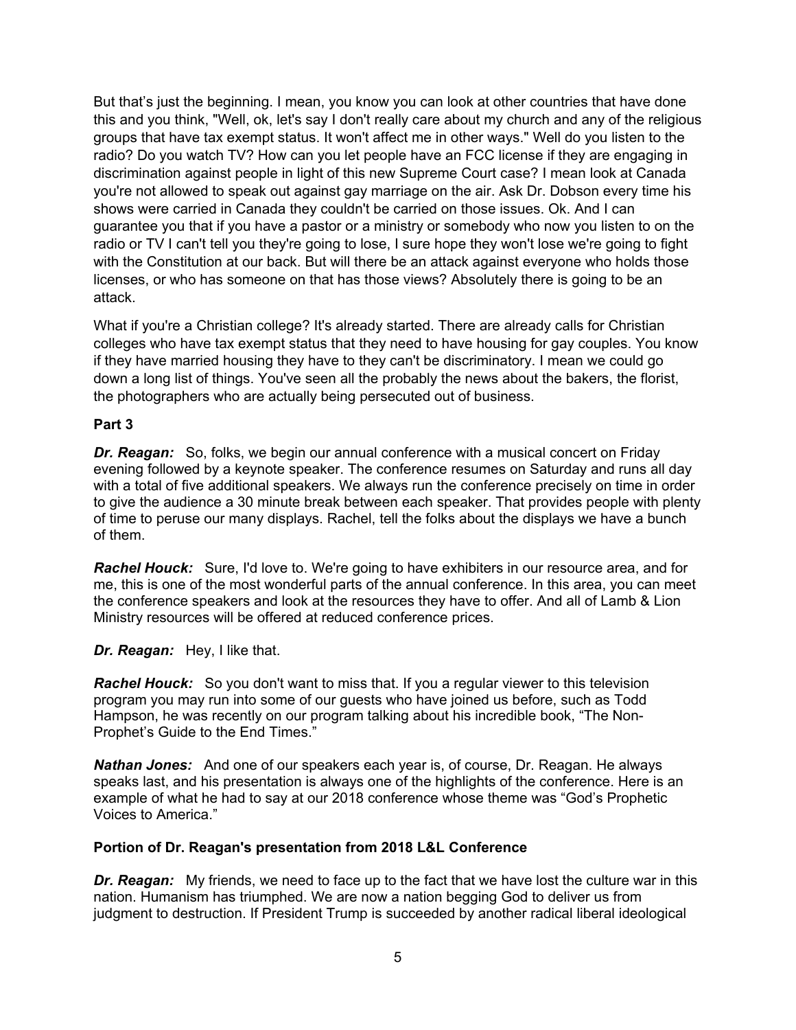But that's just the beginning. I mean, you know you can look at other countries that have done this and you think, "Well, ok, let's say I don't really care about my church and any of the religious groups that have tax exempt status. It won't affect me in other ways." Well do you listen to the radio? Do you watch TV? How can you let people have an FCC license if they are engaging in discrimination against people in light of this new Supreme Court case? I mean look at Canada you're not allowed to speak out against gay marriage on the air. Ask Dr. Dobson every time his shows were carried in Canada they couldn't be carried on those issues. Ok. And I can guarantee you that if you have a pastor or a ministry or somebody who now you listen to on the radio or TV I can't tell you they're going to lose, I sure hope they won't lose we're going to fight with the Constitution at our back. But will there be an attack against everyone who holds those licenses, or who has someone on that has those views? Absolutely there is going to be an attack.

What if you're a Christian college? It's already started. There are already calls for Christian colleges who have tax exempt status that they need to have housing for gay couples. You know if they have married housing they have to they can't be discriminatory. I mean we could go down a long list of things. You've seen all the probably the news about the bakers, the florist, the photographers who are actually being persecuted out of business.

**Part 3**

***Dr. Reagan:*** So, folks, we begin our annual conference with a musical concert on Friday evening followed by a keynote speaker. The conference resumes on Saturday and runs all day with a total of five additional speakers. We always run the conference precisely on time in order to give the audience a 30 minute break between each speaker. That provides people with plenty of time to peruse our many displays. Rachel, tell the folks about the displays we have a bunch of them.

***Rachel Houck:*** Sure, I'd love to. We're going to have exhibiters in our resource area, and for me, this is one of the most wonderful parts of the annual conference. In this area, you can meet the conference speakers and look at the resources they have to offer. And all of Lamb & Lion Ministry resources will be offered at reduced conference prices.

***Dr. Reagan:*** Hey, I like that.

***Rachel Houck:*** So you don't want to miss that. If you a regular viewer to this television program you may run into some of our guests who have joined us before, such as Todd Hampson, he was recently on our program talking about his incredible book, "The Non-Prophet's Guide to the End Times."

***Nathan Jones:*** And one of our speakers each year is, of course, Dr. Reagan. He always speaks last, and his presentation is always one of the highlights of the conference. Here is an example of what he had to say at our 2018 conference whose theme was "God's Prophetic Voices to America."

**Portion of Dr. Reagan's presentation from 2018 L&L Conference**

***Dr. Reagan:*** My friends, we need to face up to the fact that we have lost the culture war in this nation. Humanism has triumphed. We are now a nation begging God to deliver us from judgment to destruction. If President Trump is succeeded by another radical liberal ideological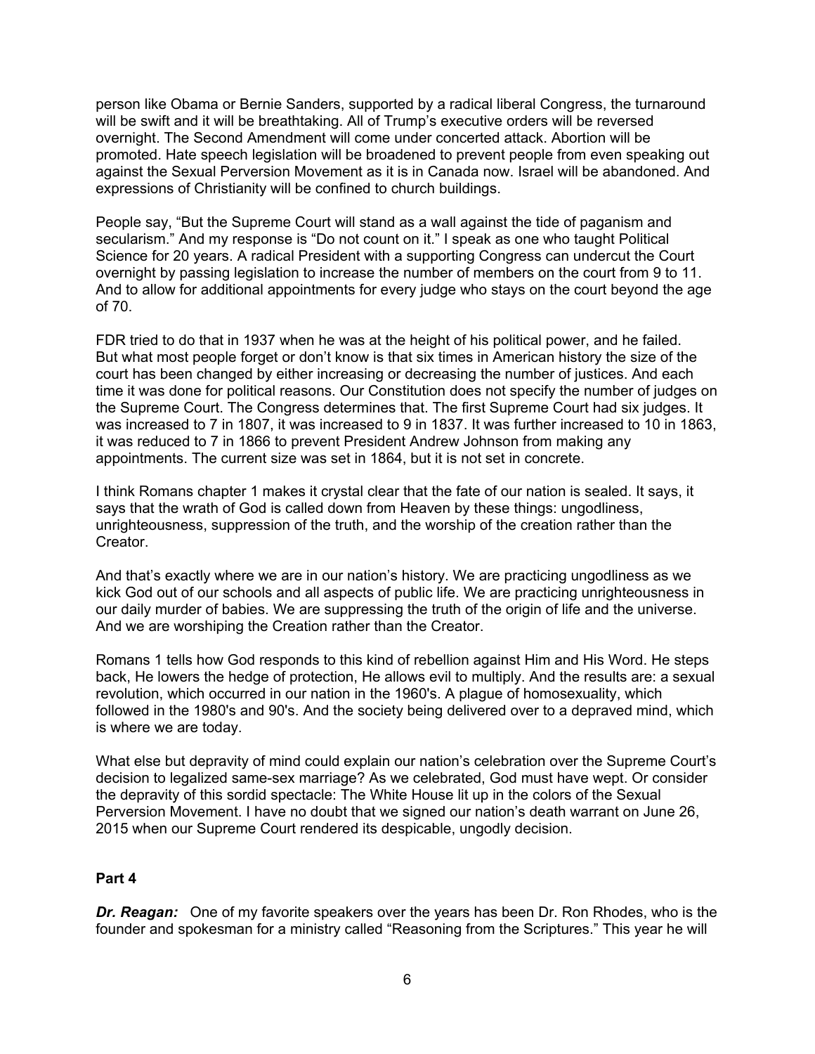person like Obama or Bernie Sanders, supported by a radical liberal Congress, the turnaround will be swift and it will be breathtaking. All of Trump's executive orders will be reversed overnight. The Second Amendment will come under concerted attack. Abortion will be promoted. Hate speech legislation will be broadened to prevent people from even speaking out against the Sexual Perversion Movement as it is in Canada now. Israel will be abandoned. And expressions of Christianity will be confined to church buildings.

People say, "But the Supreme Court will stand as a wall against the tide of paganism and secularism." And my response is "Do not count on it." I speak as one who taught Political Science for 20 years. A radical President with a supporting Congress can undercut the Court overnight by passing legislation to increase the number of members on the court from 9 to 11. And to allow for additional appointments for every judge who stays on the court beyond the age of 70.

FDR tried to do that in 1937 when he was at the height of his political power, and he failed. But what most people forget or don't know is that six times in American history the size of the court has been changed by either increasing or decreasing the number of justices. And each time it was done for political reasons. Our Constitution does not specify the number of judges on the Supreme Court. The Congress determines that. The first Supreme Court had six judges. It was increased to 7 in 1807, it was increased to 9 in 1837. It was further increased to 10 in 1863, it was reduced to 7 in 1866 to prevent President Andrew Johnson from making any appointments. The current size was set in 1864, but it is not set in concrete.

I think Romans chapter 1 makes it crystal clear that the fate of our nation is sealed. It says, it says that the wrath of God is called down from Heaven by these things: ungodliness, unrighteousness, suppression of the truth, and the worship of the creation rather than the Creator.

And that's exactly where we are in our nation's history. We are practicing ungodliness as we kick God out of our schools and all aspects of public life. We are practicing unrighteousness in our daily murder of babies. We are suppressing the truth of the origin of life and the universe. And we are worshiping the Creation rather than the Creator.

Romans 1 tells how God responds to this kind of rebellion against Him and His Word. He steps back, He lowers the hedge of protection, He allows evil to multiply. And the results are: a sexual revolution, which occurred in our nation in the 1960's. A plague of homosexuality, which followed in the 1980's and 90's. And the society being delivered over to a depraved mind, which is where we are today.

What else but depravity of mind could explain our nation's celebration over the Supreme Court's decision to legalized same-sex marriage? As we celebrated, God must have wept. Or consider the depravity of this sordid spectacle: The White House lit up in the colors of the Sexual Perversion Movement. I have no doubt that we signed our nation's death warrant on June 26, 2015 when our Supreme Court rendered its despicable, ungodly decision.

**Part 4**

***Dr. Reagan:*** One of my favorite speakers over the years has been Dr. Ron Rhodes, who is the founder and spokesman for a ministry called "Reasoning from the Scriptures." This year he will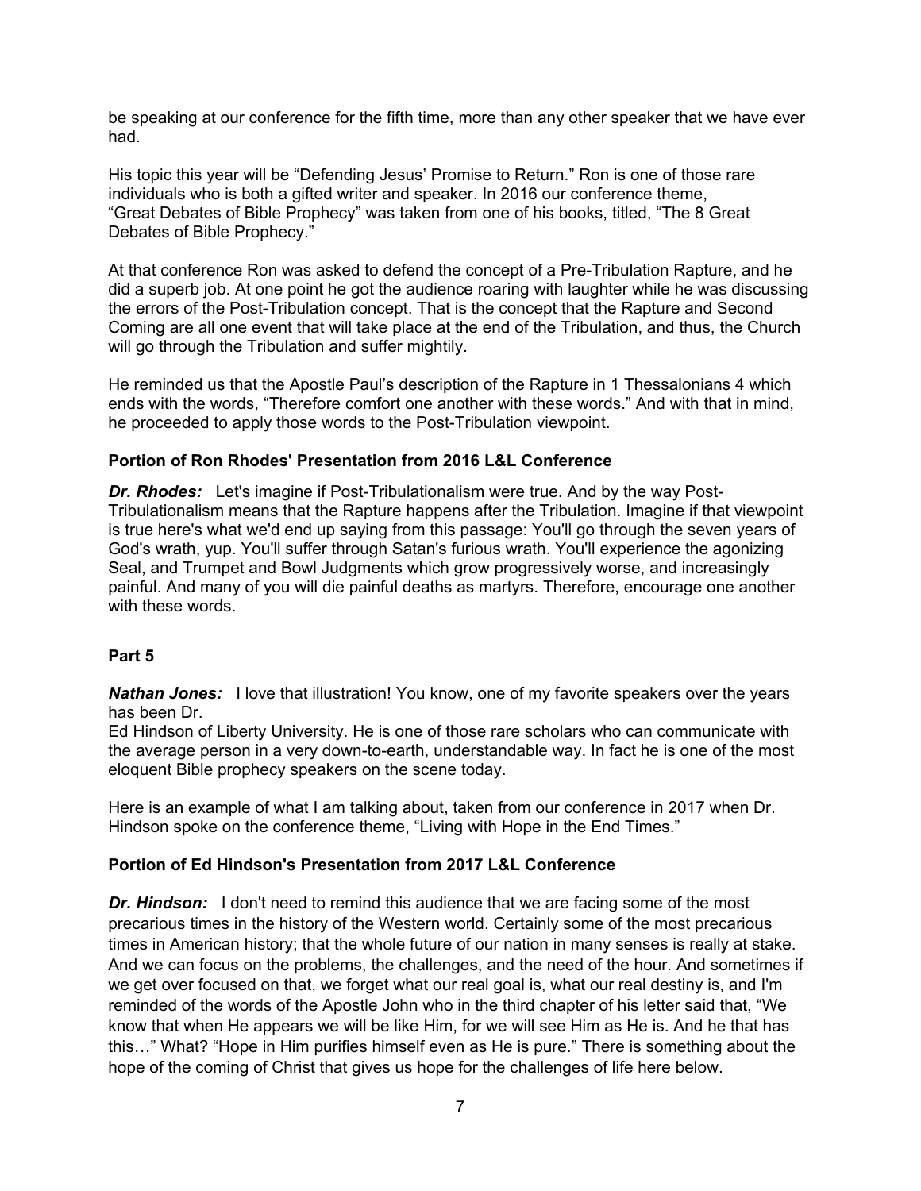be speaking at our conference for the fifth time, more than any other speaker that we have ever had.

His topic this year will be "Defending Jesus' Promise to Return." Ron is one of those rare individuals who is both a gifted writer and speaker. In 2016 our conference theme, "Great Debates of Bible Prophecy" was taken from one of his books, titled, "The 8 Great Debates of Bible Prophecy."

At that conference Ron was asked to defend the concept of a Pre-Tribulation Rapture, and he did a superb job. At one point he got the audience roaring with laughter while he was discussing the errors of the Post-Tribulation concept. That is the concept that the Rapture and Second Coming are all one event that will take place at the end of the Tribulation, and thus, the Church will go through the Tribulation and suffer mightily.

He reminded us that the Apostle Paul's description of the Rapture in 1 Thessalonians 4 which ends with the words, "Therefore comfort one another with these words." And with that in mind, he proceeded to apply those words to the Post-Tribulation viewpoint.

**Portion of Ron Rhodes' Presentation from 2016 L&L Conference**

***Dr. Rhodes:*** Let's imagine if Post-Tribulationalism were true. And by the way Post-Tribulationalism means that the Rapture happens after the Tribulation. Imagine if that viewpoint is true here's what we'd end up saying from this passage: You'll go through the seven years of God's wrath, yup. You'll suffer through Satan's furious wrath. You'll experience the agonizing Seal, and Trumpet and Bowl Judgments which grow progressively worse, and increasingly painful. And many of you will die painful deaths as martyrs. Therefore, encourage one another with these words.

**Part 5**

***Nathan Jones:*** I love that illustration! You know, one of my favorite speakers over the years has been Dr. Ed Hindson of Liberty University. He is one of those rare scholars who can communicate with the average person in a very down-to-earth, understandable way. In fact he is one of the most eloquent Bible prophecy speakers on the scene today.

Here is an example of what I am talking about, taken from our conference in 2017 when Dr. Hindson spoke on the conference theme, "Living with Hope in the End Times."

**Portion of Ed Hindson's Presentation from 2017 L&L Conference**

***Dr. Hindson:*** I don't need to remind this audience that we are facing some of the most precarious times in the history of the Western world. Certainly some of the most precarious times in American history; that the whole future of our nation in many senses is really at stake. And we can focus on the problems, the challenges, and the need of the hour. And sometimes if we get over focused on that, we forget what our real goal is, what our real destiny is, and I'm reminded of the words of the Apostle John who in the third chapter of his letter said that, "We know that when He appears we will be like Him, for we will see Him as He is. And he that has this…" What? "Hope in Him purifies himself even as He is pure." There is something about the hope of the coming of Christ that gives us hope for the challenges of life here below.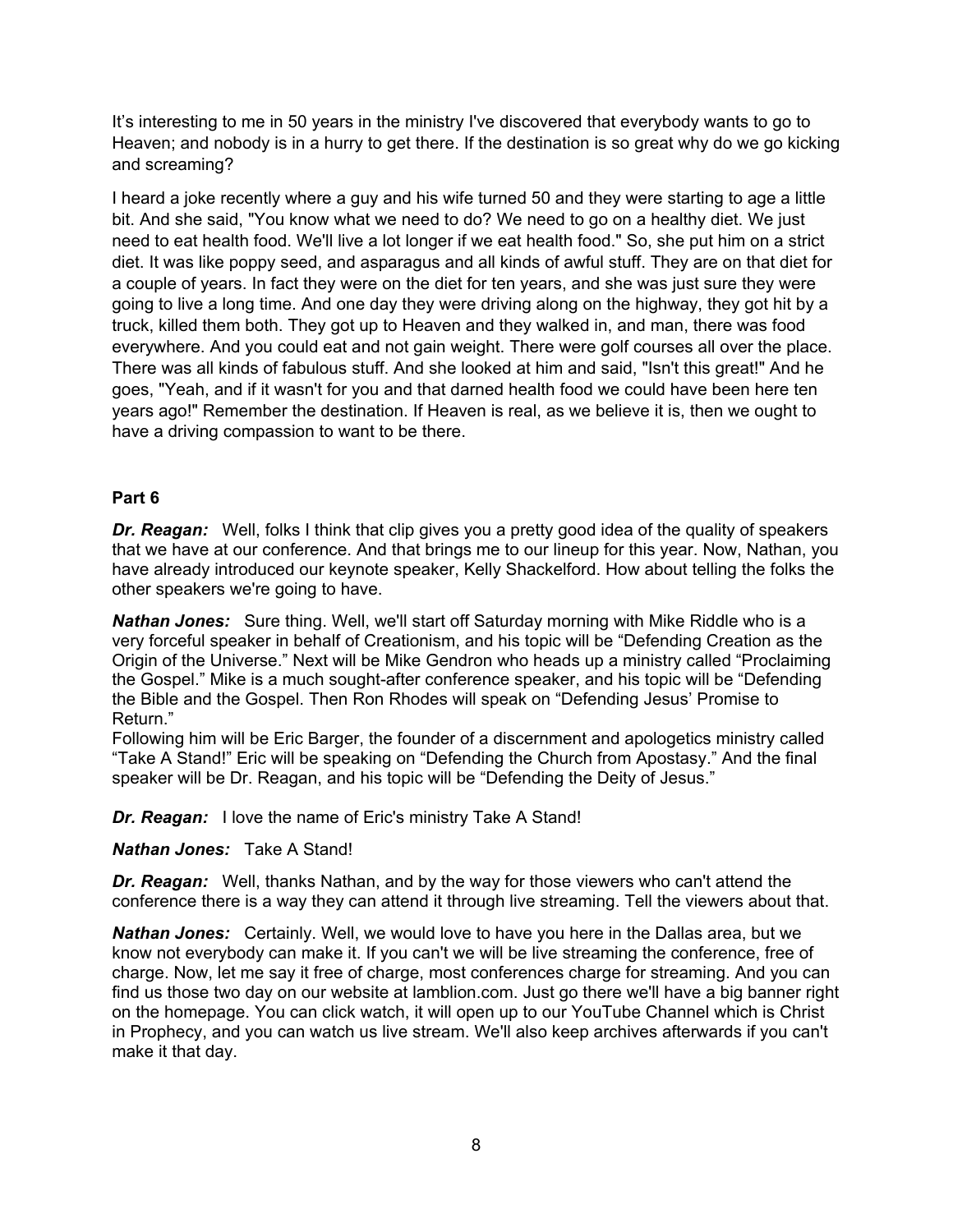It's interesting to me in 50 years in the ministry I've discovered that everybody wants to go to Heaven; and nobody is in a hurry to get there. If the destination is so great why do we go kicking and screaming?

I heard a joke recently where a guy and his wife turned 50 and they were starting to age a little bit. And she said, "You know what we need to do? We need to go on a healthy diet. We just need to eat health food. We'll live a lot longer if we eat health food." So, she put him on a strict diet. It was like poppy seed, and asparagus and all kinds of awful stuff. They are on that diet for a couple of years. In fact they were on the diet for ten years, and she was just sure they were going to live a long time. And one day they were driving along on the highway, they got hit by a truck, killed them both. They got up to Heaven and they walked in, and man, there was food everywhere. And you could eat and not gain weight. There were golf courses all over the place. There was all kinds of fabulous stuff. And she looked at him and said, "Isn't this great!" And he goes, "Yeah, and if it wasn't for you and that darned health food we could have been here ten years ago!" Remember the destination. If Heaven is real, as we believe it is, then we ought to have a driving compassion to want to be there.

**Part 6**

***Dr. Reagan:*** Well, folks I think that clip gives you a pretty good idea of the quality of speakers that we have at our conference. And that brings me to our lineup for this year. Now, Nathan, you have already introduced our keynote speaker, Kelly Shackelford. How about telling the folks the other speakers we're going to have.

***Nathan Jones:*** Sure thing. Well, we'll start off Saturday morning with Mike Riddle who is a very forceful speaker in behalf of Creationism, and his topic will be "Defending Creation as the Origin of the Universe." Next will be Mike Gendron who heads up a ministry called "Proclaiming the Gospel." Mike is a much sought-after conference speaker, and his topic will be "Defending the Bible and the Gospel. Then Ron Rhodes will speak on "Defending Jesus' Promise to Return."
Following him will be Eric Barger, the founder of a discernment and apologetics ministry called "Take A Stand!" Eric will be speaking on "Defending the Church from Apostasy." And the final speaker will be Dr. Reagan, and his topic will be "Defending the Deity of Jesus."

***Dr. Reagan:*** I love the name of Eric's ministry Take A Stand!

***Nathan Jones:*** Take A Stand!

***Dr. Reagan:*** Well, thanks Nathan, and by the way for those viewers who can't attend the conference there is a way they can attend it through live streaming. Tell the viewers about that.

***Nathan Jones:*** Certainly. Well, we would love to have you here in the Dallas area, but we know not everybody can make it. If you can't we will be live streaming the conference, free of charge. Now, let me say it free of charge, most conferences charge for streaming. And you can find us those two day on our website at lamblion.com. Just go there we'll have a big banner right on the homepage. You can click watch, it will open up to our YouTube Channel which is Christ in Prophecy, and you can watch us live stream. We'll also keep archives afterwards if you can't make it that day.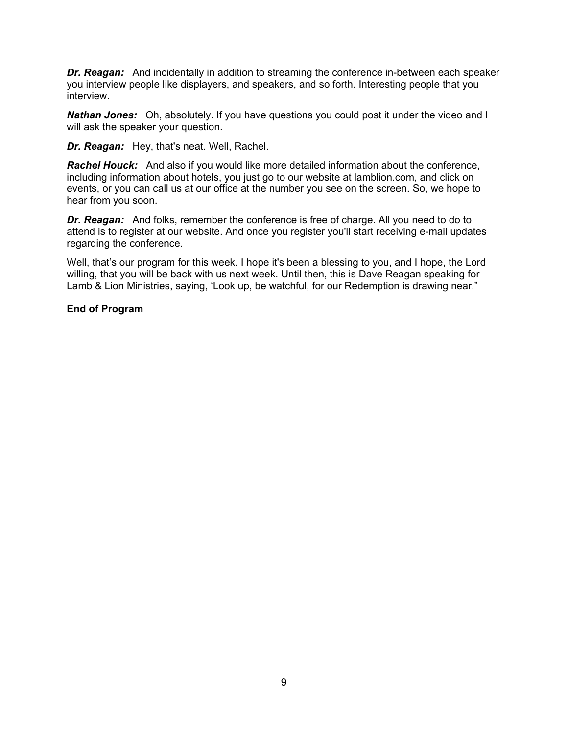***Dr. Reagan:*** And incidentally in addition to streaming the conference in-between each speaker you interview people like displayers, and speakers, and so forth. Interesting people that you interview.

***Nathan Jones:*** Oh, absolutely. If you have questions you could post it under the video and I will ask the speaker your question.

***Dr. Reagan:*** Hey, that's neat. Well, Rachel.

***Rachel Houck:*** And also if you would like more detailed information about the conference, including information about hotels, you just go to our website at lamblion.com, and click on events, or you can call us at our office at the number you see on the screen. So, we hope to hear from you soon.

***Dr. Reagan:*** And folks, remember the conference is free of charge. All you need to do to attend is to register at our website. And once you register you'll start receiving e-mail updates regarding the conference.

Well, that's our program for this week. I hope it's been a blessing to you, and I hope, the Lord willing, that you will be back with us next week. Until then, this is Dave Reagan speaking for Lamb & Lion Ministries, saying, 'Look up, be watchful, for our Redemption is drawing near."

**End of Program**